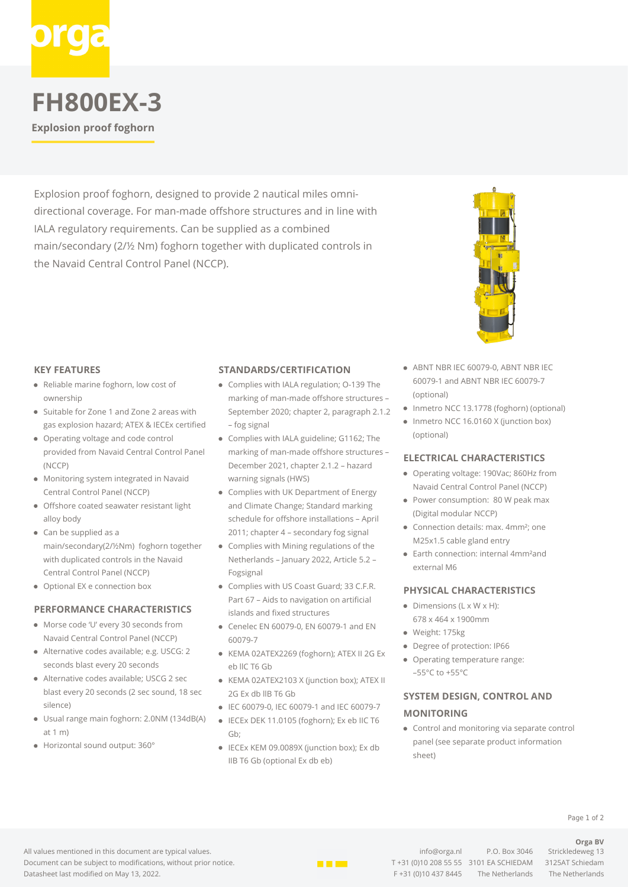# FH800EX-3

**Explosion proof foghorn**

Explosion proof foghorn, designed to provide 2 nautical miles omni-directional coverage. For man-made offshore structures and in line with IALA regulatory requirements. Can be supplied as a combined main/secondary (2/½ Nm) foghorn together with duplicated controls in the Navaid Central Control Panel (NCCP).

## KEY FEATURES

- Reliable marine foghorn, low cost of ownership
- Suitable for Zone 1 and Zone 2 areas with gas explosion hazard; ATEX & IECEx certified
- Operating voltage and code control provided from Navaid Central Control Panel (NCCP)
- Monitoring system integrated in Navaid Central Control Panel (NCCP)
- Offshore coated seawater resistant light alloy body
- Can be supplied as a main/secondary(2/½Nm) foghorn together with duplicated controls in the Navaid Central Control Panel (NCCP)
- Optional EX e connection box

## PERFORMANCE CHARACTERISTICS

- Morse code 'U' every 30 seconds from Navaid Central Control Panel (NCCP)
- Alternative codes available; e.g. USCG: 2 seconds blast every 20 seconds
- Alternative codes available; USCG 2 sec blast every 20 seconds (2 sec sound, 18 sec silence)
- Usual range main foghorn: 2.0NM (134dB(A) at 1 m)
- Horizontal sound output: 360°

## STANDARDS/CERTIFICATION

- Complies with IALA regulation; O-139 The marking of man-made offshore structures – September 2020; chapter 2, paragraph 2.1.2 – fog signal
- Complies with IALA guideline; G1162; The marking of man-made offshore structures – December 2021, chapter 2.1.2 – hazard warning signals (HWS)
- Complies with UK Department of Energy and Climate Change; Standard marking schedule for offshore installations – April 2011; chapter 4 – secondary fog signal
- Complies with Mining regulations of the Netherlands – January 2022, Article 5.2 – Fogsignal
- Complies with US Coast Guard; 33 C.F.R. Part 67 – Aids to navigation on artificial islands and fixed structures
- Cenelec EN 60079-0, EN 60079-1 and EN 60079-7
- KEMA 02ATEX2269 (foghorn); ATEX II 2G Ex eb IIC T6 Gb
- KEMA 02ATEX2103 X (junction box); ATEX II 2G Ex db IIB T6 Gb
- IEC 60079-0, IEC 60079-1 and IEC 60079-7
- IECEx DEK 11.0105 (foghorn); Ex eb IIC T6 Gb;
- IECEx KEM 09.0089X (junction box); Ex db IIB T6 Gb (optional Ex db eb)
- ABNT NBR IEC 60079-0, ABNT NBR IEC 60079-1 and ABNT NBR IEC 60079-7 (optional)
- Inmetro NCC 13.1778 (foghorn) (optional)
- Inmetro NCC 16.0160 X (junction box) (optional)

## ELECTRICAL CHARACTERISTICS

- Operating voltage: 190Vac; 860Hz from Navaid Central Control Panel (NCCP)
- Power consumption: 80 W peak max (Digital modular NCCP)
- Connection details: max. 4mm²; one M25x1.5 cable gland entry
- Earth connection: internal 4mm²and external M6

## PHYSICAL CHARACTERISTICS

- Dimensions (L x W x H): 678 x 464 x 1900mm
- Weight: 175kg
- Degree of protection: IP66
- Operating temperature range: –55°C to +55°C

## SYSTEM DESIGN, CONTROL AND MONITORING

- Control and monitoring via separate control panel (see separate product information sheet)

All values mentioned in this document are typical values.
Document can be subject to modifications, without prior notice.
Datasheet last modified on May 13, 2022.

info@orga.nl
T +31 (0)10 208 55 55
F +31 (0)10 437 8445

P.O. Box 3046
3101 EA SCHIEDAM
The Netherlands

**Orga BV**
Strickledeweg 13
3125AT Schiedam
The Netherlands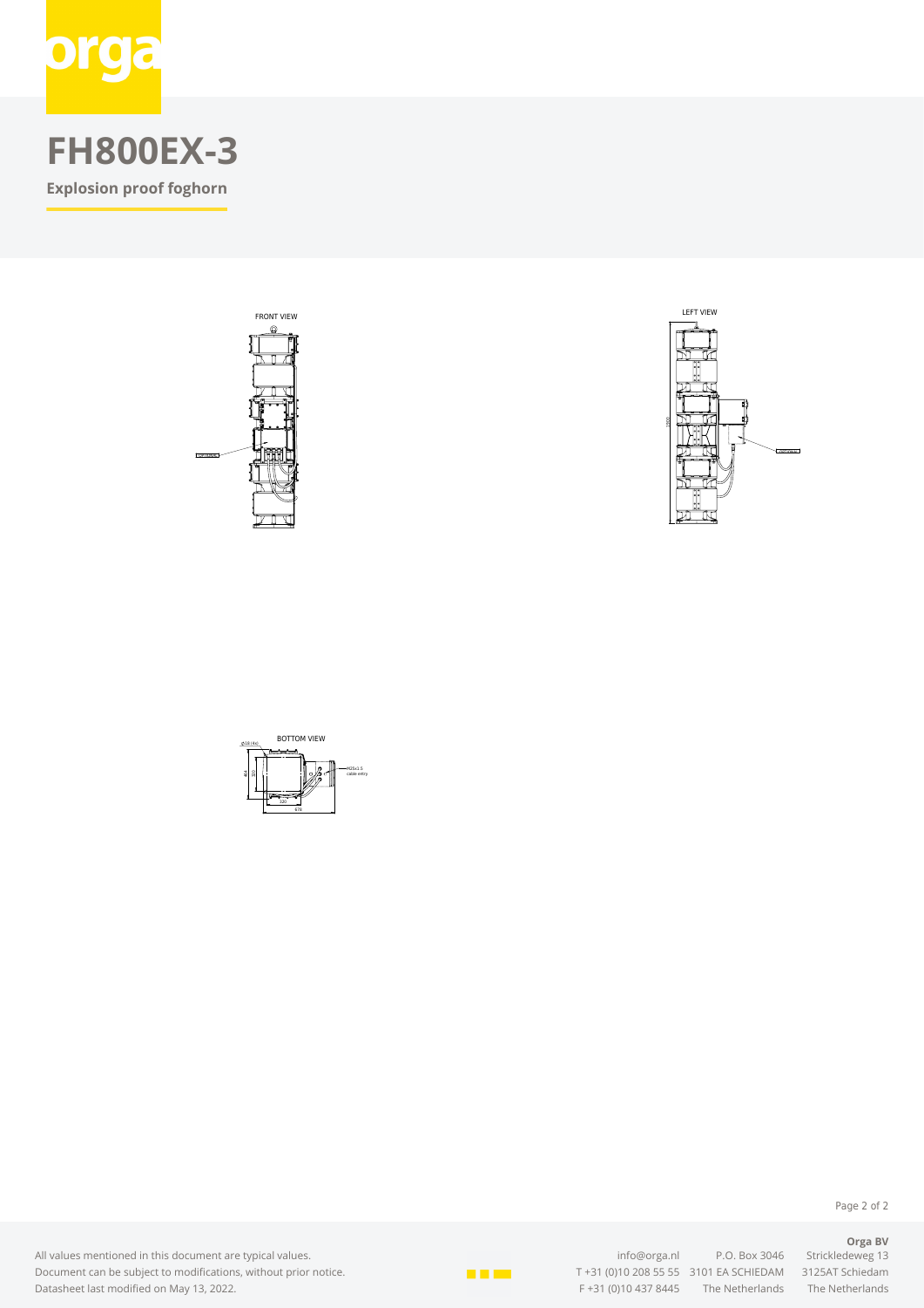# FH800EX-3

**Explosion proof foghorn**

FRONT VIEW

LEFT VIEW

1900

BOTTOM VIEW

Ø18 (4x)

M25x1.5 cable entry

120

678

All values mentioned in this document are typical values.
Document can be subject to modifications, without prior notice.
Datasheet last modified on May 13, 2022.

**Orga BV**

info@orga.nl
T +31 (0)10 208 55 55
F +31 (0)10 437 8445

P.O. Box 3046
3101 EA SCHIEDAM
The Netherlands

Strickledeweg 13
3125AT Schiedam
The Netherlands